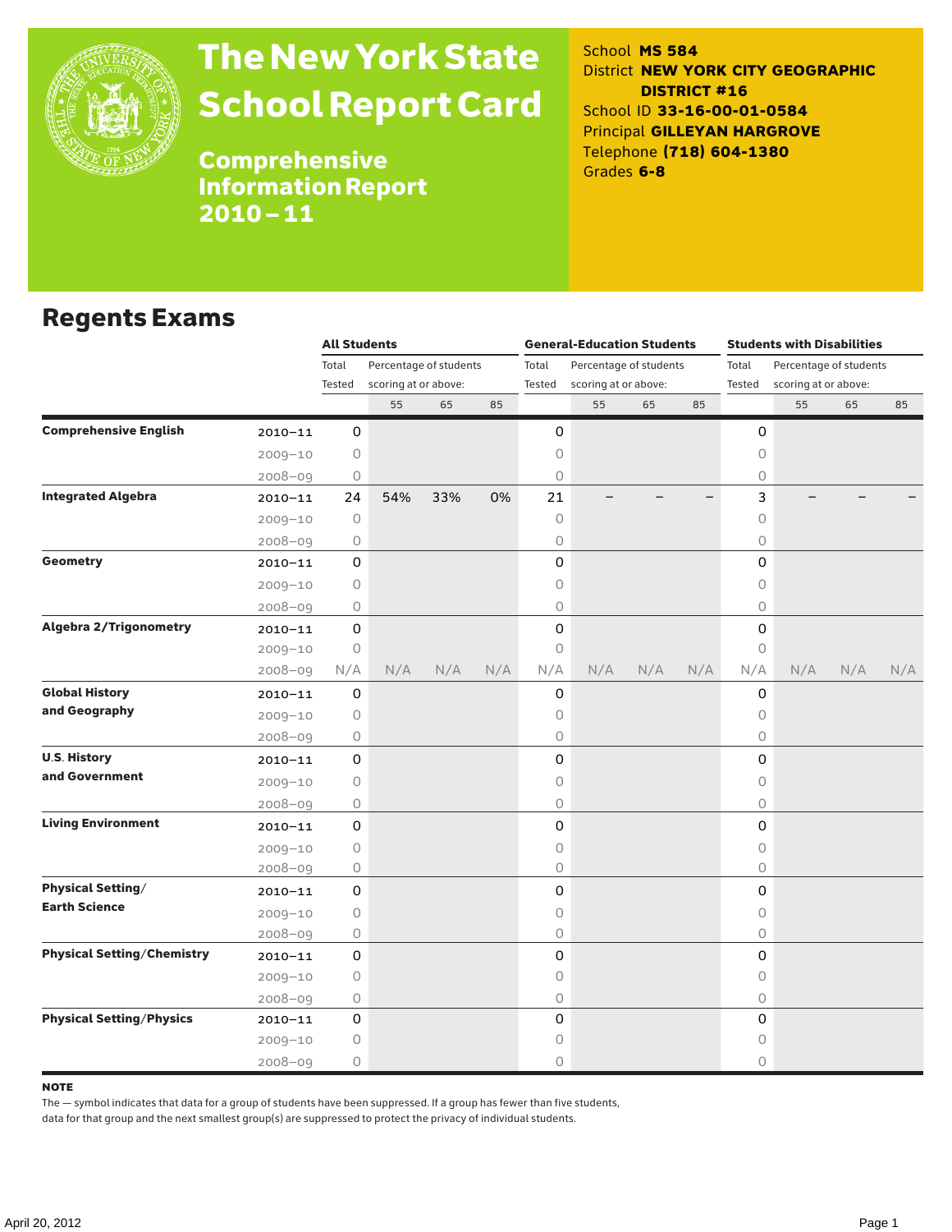# The New York State School Report Card

## Comprehensive Information Report 2010 – 11

School **MS 584**
District **NEW YORK CITY GEOGRAPHIC DISTRICT #16**
School ID **33-16-00-01-0584**
Principal **GILLEYAN HARGROVE**
Telephone **(718) 604-1380**
Grades **6-8**

## Regents Exams

| | | All Students | | | | General-Education Students | | | | Students with Disabilities | | | |
|---|---|---|---|---|---|---|---|---|---|---|---|---|---|
| | | Total Tested | Percentage of students scoring at or above: | | | Total Tested | Percentage of students scoring at or above: | | | Total Tested | Percentage of students scoring at or above: | | |
| | | | 55 | 65 | 85 | | 55 | 65 | 85 | | 55 | 65 | 85 |
| **Comprehensive English** | 2010–11 | 0 | | | | 0 | | | | 0 | | | |
| | 2009–10 | 0 | | | | 0 | | | | 0 | | | |
| | 2008–09 | 0 | | | | 0 | | | | 0 | | | |
| **Integrated Algebra** | 2010–11 | 24 | 54% | 33% | 0% | 21 | – | – | – | 3 | – | – | – |
| | 2009–10 | 0 | | | | 0 | | | | 0 | | | |
| | 2008–09 | 0 | | | | 0 | | | | 0 | | | |
| **Geometry** | 2010–11 | 0 | | | | 0 | | | | 0 | | | |
| | 2009–10 | 0 | | | | 0 | | | | 0 | | | |
| | 2008–09 | 0 | | | | 0 | | | | 0 | | | |
| **Algebra 2/Trigonometry** | 2010–11 | 0 | | | | 0 | | | | 0 | | | |
| | 2009–10 | 0 | | | | 0 | | | | 0 | | | |
| | 2008–09 | N/A | N/A | N/A | N/A | N/A | N/A | N/A | N/A | N/A | N/A | N/A | N/A |
| **Global History and Geography** | 2010–11 | 0 | | | | 0 | | | | 0 | | | |
| | 2009–10 | 0 | | | | 0 | | | | 0 | | | |
| | 2008–09 | 0 | | | | 0 | | | | 0 | | | |
| **U.S. History and Government** | 2010–11 | 0 | | | | 0 | | | | 0 | | | |
| | 2009–10 | 0 | | | | 0 | | | | 0 | | | |
| | 2008–09 | 0 | | | | 0 | | | | 0 | | | |
| **Living Environment** | 2010–11 | 0 | | | | 0 | | | | 0 | | | |
| | 2009–10 | 0 | | | | 0 | | | | 0 | | | |
| | 2008–09 | 0 | | | | 0 | | | | 0 | | | |
| **Physical Setting/ Earth Science** | 2010–11 | 0 | | | | 0 | | | | 0 | | | |
| | 2009–10 | 0 | | | | 0 | | | | 0 | | | |
| | 2008–09 | 0 | | | | 0 | | | | 0 | | | |
| **Physical Setting/Chemistry** | 2010–11 | 0 | | | | 0 | | | | 0 | | | |
| | 2009–10 | 0 | | | | 0 | | | | 0 | | | |
| | 2008–09 | 0 | | | | 0 | | | | 0 | | | |
| **Physical Setting/Physics** | 2010–11 | 0 | | | | 0 | | | | 0 | | | |
| | 2009–10 | 0 | | | | 0 | | | | 0 | | | |
| | 2008–09 | 0 | | | | 0 | | | | 0 | | | |

**NOTE**

The — symbol indicates that data for a group of students have been suppressed. If a group has fewer than five students, data for that group and the next smallest group(s) are suppressed to protect the privacy of individual students.

April 20, 2012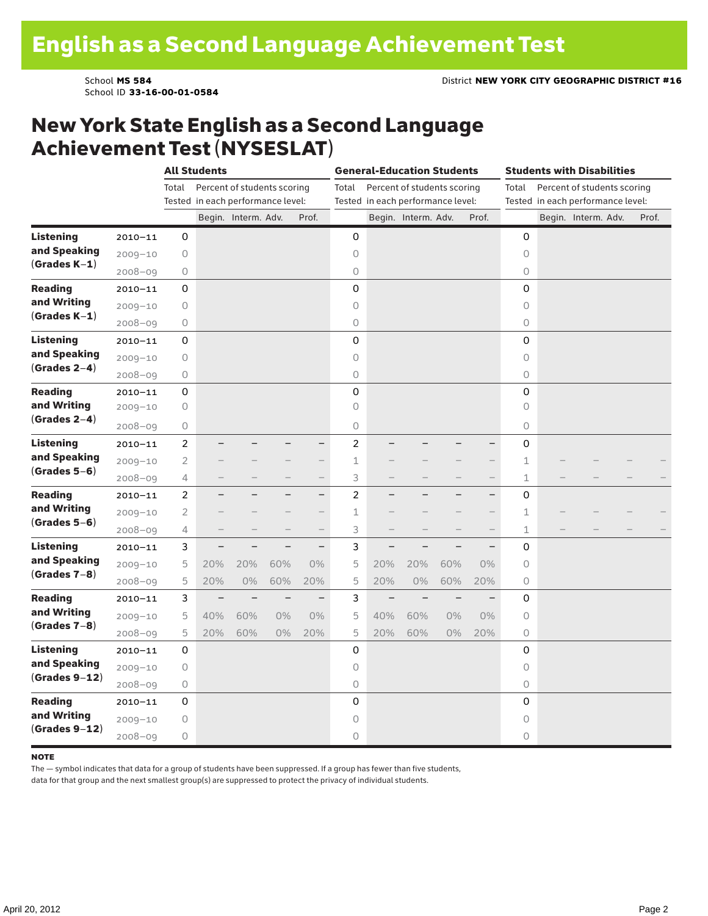# English as a Second Language Achievement Test

School **MS 584**
School ID **33-16-00-01-0584**

District **NEW YORK CITY GEOGRAPHIC DISTRICT #16**

## New York State English as a Second Language Achievement Test (NYSESLAT)

| | | All Students | | | | | General-Education Students | | | | | Students with Disabilities | | | | |
|---|---|---|---|---|---|---|---|---|---|---|---|---|---|---|---|---|
| | | Total Tested | Percent of students scoring in each performance level: | | | | Total Tested | Percent of students scoring in each performance level: | | | | Total Tested | Percent of students scoring in each performance level: | | | |
| | | | Begin. | Interm. | Adv. | Prof. | | Begin. | Interm. | Adv. | Prof. | | Begin. | Interm. | Adv. | Prof. |
| **Listening and Speaking (Grades K–1)** | 2010–11 | 0 | | | | | 0 | | | | | 0 | | | | |
| | 2009–10 | 0 | | | | | 0 | | | | | 0 | | | | |
| | 2008–09 | 0 | | | | | 0 | | | | | 0 | | | | |
| **Reading and Writing (Grades K–1)** | 2010–11 | 0 | | | | | 0 | | | | | 0 | | | | |
| | 2009–10 | 0 | | | | | 0 | | | | | 0 | | | | |
| | 2008–09 | 0 | | | | | 0 | | | | | 0 | | | | |
| **Listening and Speaking (Grades 2–4)** | 2010–11 | 0 | | | | | 0 | | | | | 0 | | | | |
| | 2009–10 | 0 | | | | | 0 | | | | | 0 | | | | |
| | 2008–09 | 0 | | | | | 0 | | | | | 0 | | | | |
| **Reading and Writing (Grades 2–4)** | 2010–11 | 0 | | | | | 0 | | | | | 0 | | | | |
| | 2009–10 | 0 | | | | | 0 | | | | | 0 | | | | |
| | 2008–09 | 0 | | | | | 0 | | | | | 0 | | | | |
| **Listening and Speaking (Grades 5–6)** | 2010–11 | 2 | – | – | – | – | 2 | – | – | – | – | 0 | | | | |
| | 2009–10 | 2 | – | – | – | – | 1 | – | – | – | – | 1 | – | – | – | – |
| | 2008–09 | 4 | – | – | – | – | 3 | – | – | – | – | 1 | – | – | – | – |
| **Reading and Writing (Grades 5–6)** | 2010–11 | 2 | – | – | – | – | 2 | – | – | – | – | 0 | | | | |
| | 2009–10 | 2 | – | – | – | – | 1 | – | – | – | – | 1 | – | – | – | – |
| | 2008–09 | 4 | – | – | – | – | 3 | – | – | – | – | 1 | – | – | – | – |
| **Listening and Speaking (Grades 7–8)** | 2010–11 | 3 | – | – | – | – | 3 | – | – | – | – | 0 | | | | |
| | 2009–10 | 5 | 20% | 20% | 60% | 0% | 5 | 20% | 20% | 60% | 0% | 0 | | | | |
| | 2008–09 | 5 | 20% | 0% | 60% | 20% | 5 | 20% | 0% | 60% | 20% | 0 | | | | |
| **Reading and Writing (Grades 7–8)** | 2010–11 | 3 | – | – | – | – | 3 | – | – | – | – | 0 | | | | |
| | 2009–10 | 5 | 40% | 60% | 0% | 0% | 5 | 40% | 60% | 0% | 0% | 0 | | | | |
| | 2008–09 | 5 | 20% | 60% | 0% | 20% | 5 | 20% | 60% | 0% | 20% | 0 | | | | |
| **Listening and Speaking (Grades 9–12)** | 2010–11 | 0 | | | | | 0 | | | | | 0 | | | | |
| | 2009–10 | 0 | | | | | 0 | | | | | 0 | | | | |
| | 2008–09 | 0 | | | | | 0 | | | | | 0 | | | | |
| **Reading and Writing (Grades 9–12)** | 2010–11 | 0 | | | | | 0 | | | | | 0 | | | | |
| | 2009–10 | 0 | | | | | 0 | | | | | 0 | | | | |
| | 2008–09 | 0 | | | | | 0 | | | | | 0 | | | | |

**NOTE**

The — symbol indicates that data for a group of students have been suppressed. If a group has fewer than five students, data for that group and the next smallest group(s) are suppressed to protect the privacy of individual students.

April 20, 2012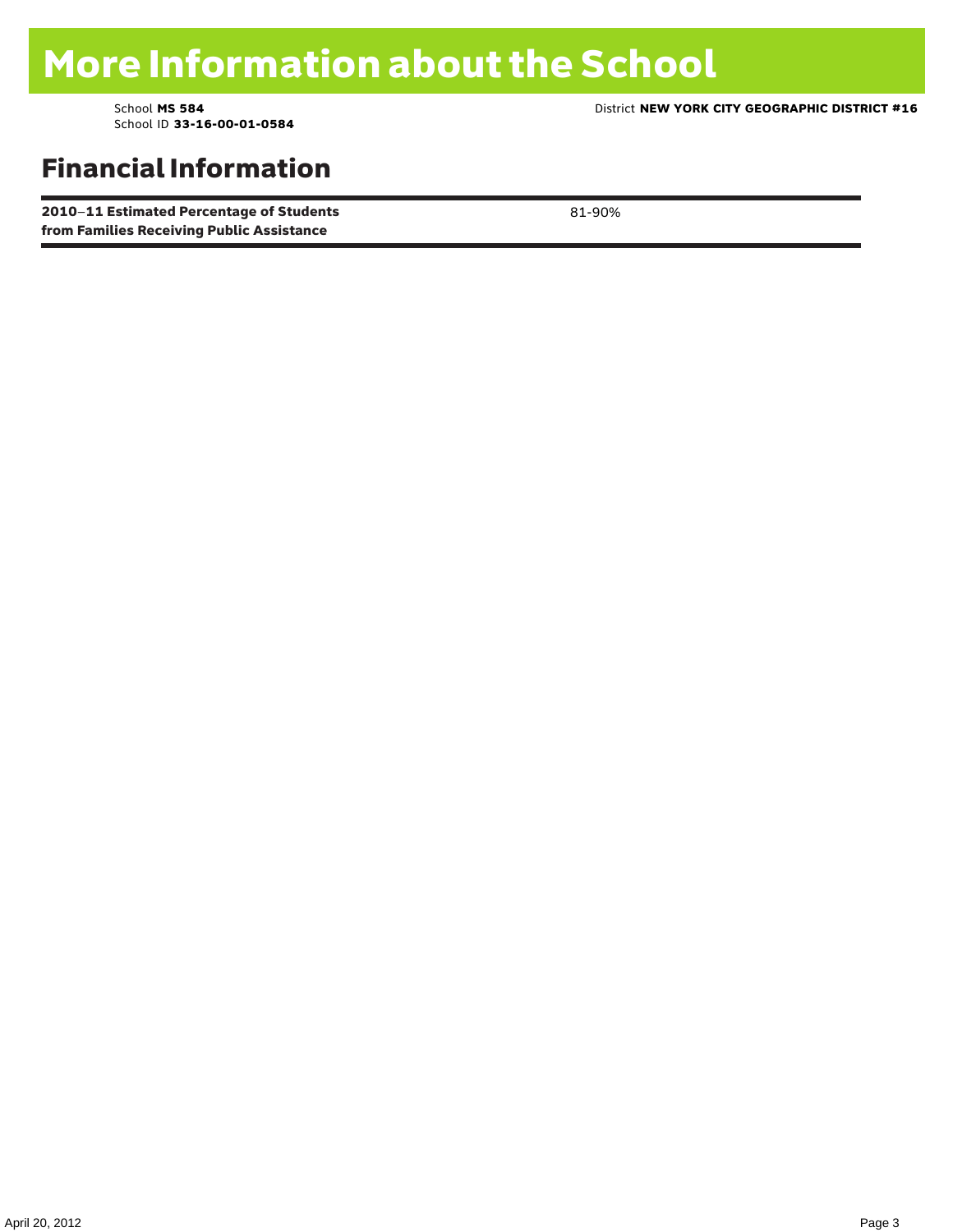# More Information about the School

School **MS 584**
School ID **33-16-00-01-0584**

District **NEW YORK CITY GEOGRAPHIC DISTRICT #16**

## Financial Information

| | |
|---|---|
| **2010–11 Estimated Percentage of Students from Families Receiving Public Assistance** | 81-90% |